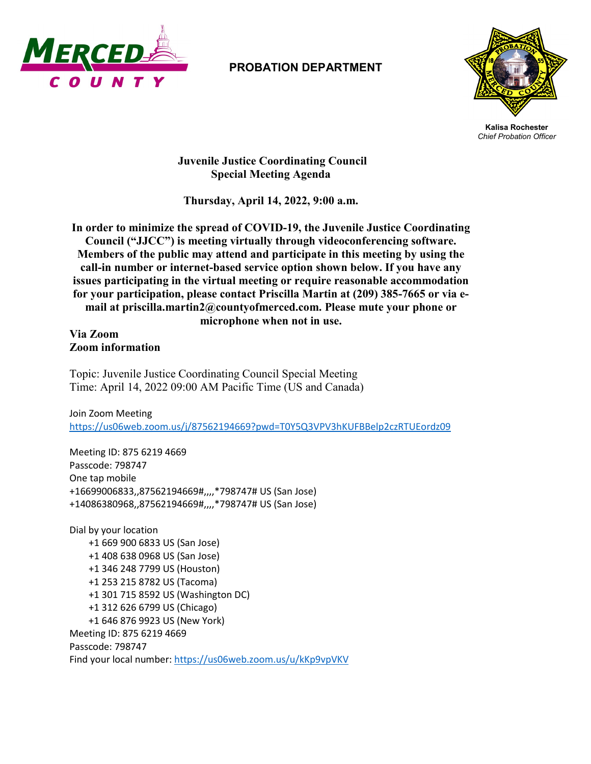MERCED COUNTY

**PROBATION DEPARTMENT**

**Kalisa Rochester**
*Chief Probation Officer*

## Juvenile Justice Coordinating Council
## Special Meeting Agenda

**Thursday, April 14, 2022, 9:00 a.m.**

**In order to minimize the spread of COVID-19, the Juvenile Justice Coordinating Council ("JJCC") is meeting virtually through videoconferencing software. Members of the public may attend and participate in this meeting by using the call-in number or internet-based service option shown below. If you have any issues participating in the virtual meeting or require reasonable accommodation for your participation, please contact Priscilla Martin at (209) 385-7665 or via e-mail at priscilla.martin2@countyofmerced.com. Please mute your phone or microphone when not in use.**

**Via Zoom**
**Zoom information**

Topic: Juvenile Justice Coordinating Council Special Meeting
Time: April 14, 2022 09:00 AM Pacific Time (US and Canada)

Join Zoom Meeting
https://us06web.zoom.us/j/87562194669?pwd=T0Y5Q3VPV3hKUFBBelp2czRTUEordz09

Meeting ID: 875 6219 4669
Passcode: 798747
One tap mobile
+16699006833,,87562194669#,,,,*798747# US (San Jose)
+14086380968,,87562194669#,,,,*798747# US (San Jose)

Dial by your location
- +1 669 900 6833 US (San Jose)
- +1 408 638 0968 US (San Jose)
- +1 346 248 7799 US (Houston)
- +1 253 215 8782 US (Tacoma)
- +1 301 715 8592 US (Washington DC)
- +1 312 626 6799 US (Chicago)
- +1 646 876 9923 US (New York)

Meeting ID: 875 6219 4669
Passcode: 798747
Find your local number: https://us06web.zoom.us/u/kKp9vpVKV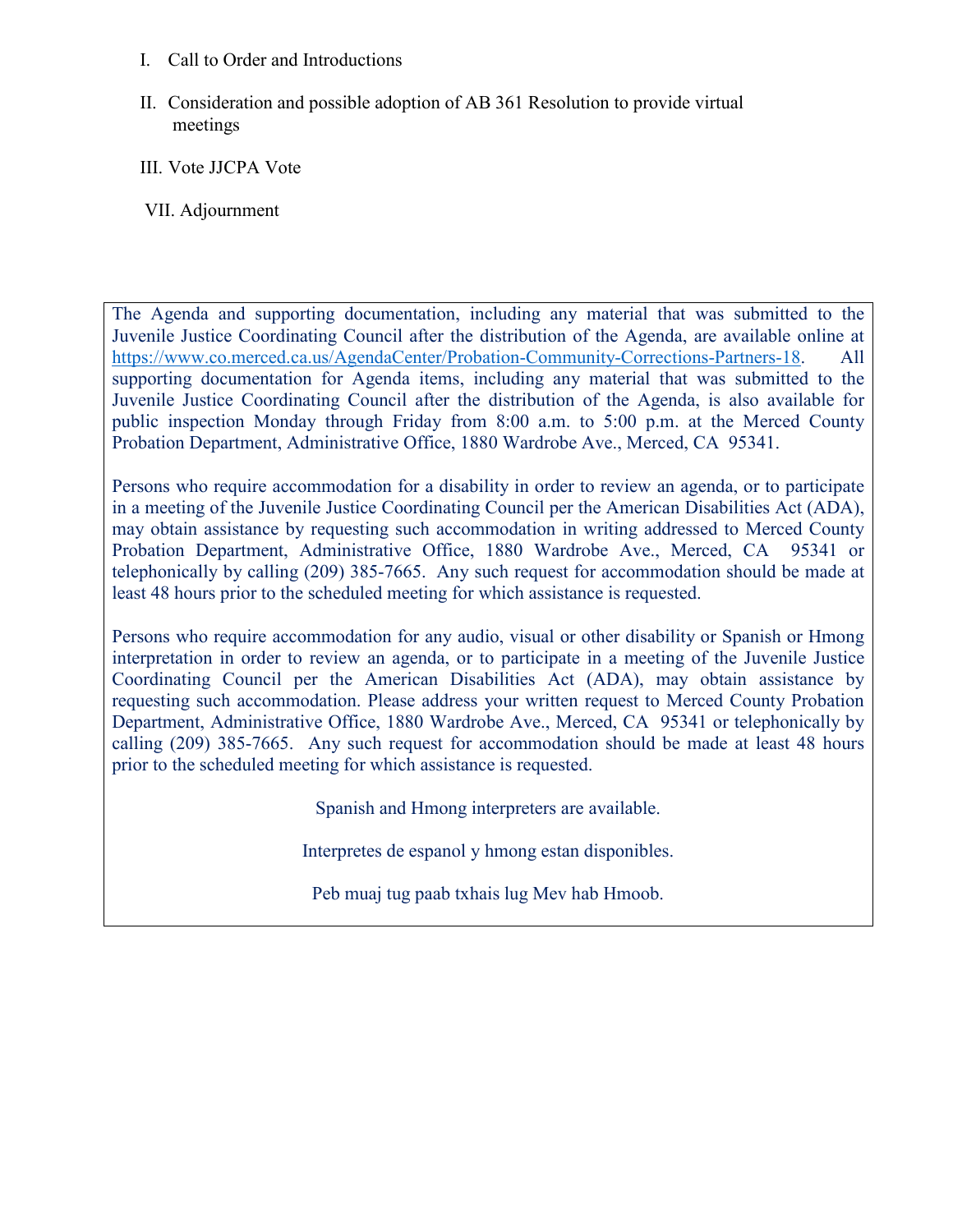I. Call to Order and Introductions

II. Consideration and possible adoption of AB 361 Resolution to provide virtual meetings

III. Vote JJCPA Vote

VII. Adjournment

The Agenda and supporting documentation, including any material that was submitted to the Juvenile Justice Coordinating Council after the distribution of the Agenda, are available online at https://www.co.merced.ca.us/AgendaCenter/Probation-Community-Corrections-Partners-18. All supporting documentation for Agenda items, including any material that was submitted to the Juvenile Justice Coordinating Council after the distribution of the Agenda, is also available for public inspection Monday through Friday from 8:00 a.m. to 5:00 p.m. at the Merced County Probation Department, Administrative Office, 1880 Wardrobe Ave., Merced, CA 95341.

Persons who require accommodation for a disability in order to review an agenda, or to participate in a meeting of the Juvenile Justice Coordinating Council per the American Disabilities Act (ADA), may obtain assistance by requesting such accommodation in writing addressed to Merced County Probation Department, Administrative Office, 1880 Wardrobe Ave., Merced, CA 95341 or telephonically by calling (209) 385-7665. Any such request for accommodation should be made at least 48 hours prior to the scheduled meeting for which assistance is requested.

Persons who require accommodation for any audio, visual or other disability or Spanish or Hmong interpretation in order to review an agenda, or to participate in a meeting of the Juvenile Justice Coordinating Council per the American Disabilities Act (ADA), may obtain assistance by requesting such accommodation. Please address your written request to Merced County Probation Department, Administrative Office, 1880 Wardrobe Ave., Merced, CA 95341 or telephonically by calling (209) 385-7665. Any such request for accommodation should be made at least 48 hours prior to the scheduled meeting for which assistance is requested.

Spanish and Hmong interpreters are available.

Interpretes de espanol y hmong estan disponibles.

Peb muaj tug paab txhais lug Mev hab Hmoob.